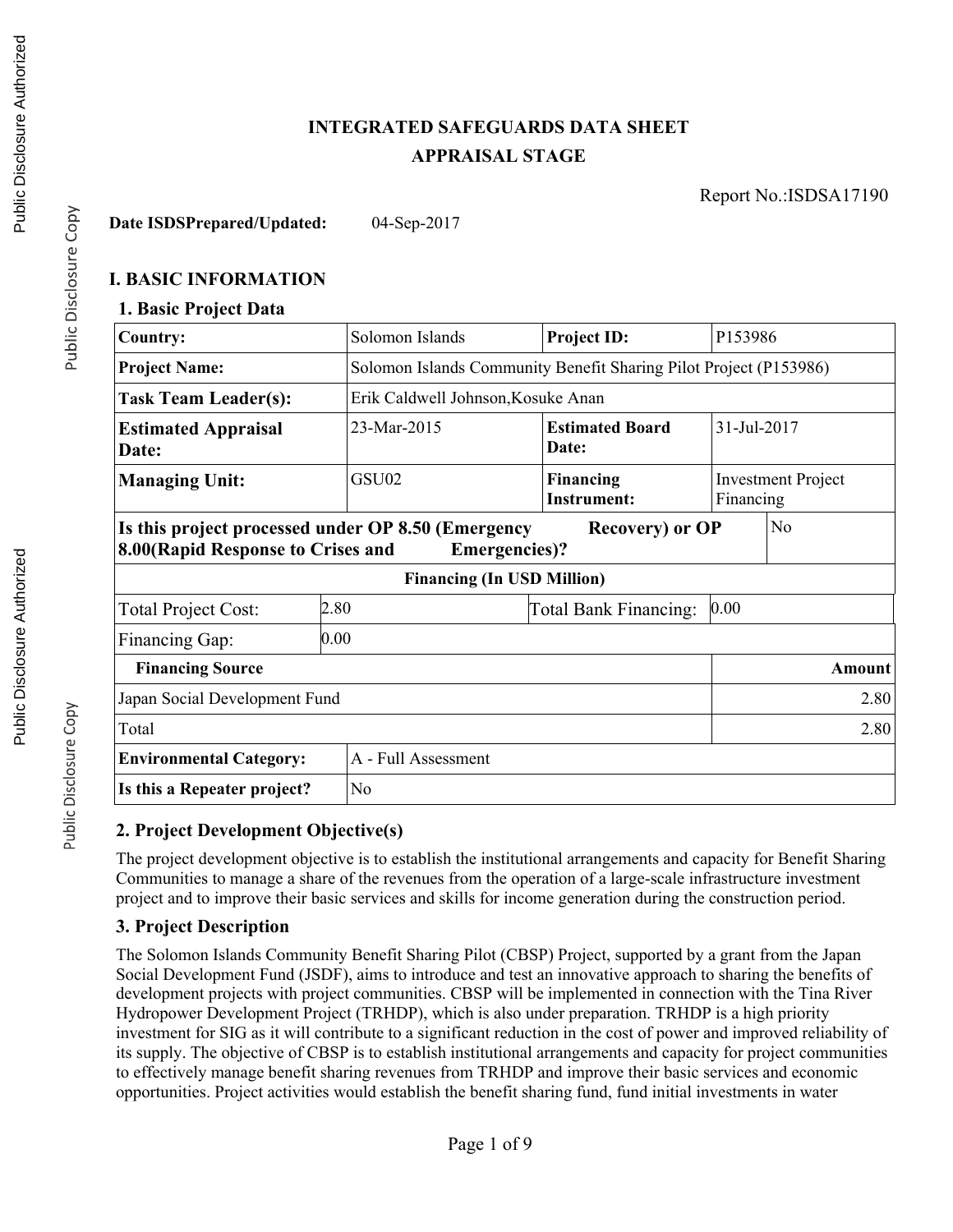# INTEGRATED SAFEGUARDS DATA SHEET
## APPRAISAL STAGE

Report No.:ISDSA17190

**Date ISDSPrepared/Updated:** 04-Sep-2017

## I. BASIC INFORMATION

### 1. Basic Project Data

| **Country:** | Solomon Islands | **Project ID:** | P153986 |
|---|---|---|---|
| **Project Name:** | Solomon Islands Community Benefit Sharing Pilot Project (P153986) | | |
| **Task Team Leader(s):** | Erik Caldwell Johnson,Kosuke Anan | | |
| **Estimated Appraisal Date:** | 23-Mar-2015 | **Estimated Board Date:** | 31-Jul-2017 |
| **Managing Unit:** | GSU02 | **Financing Instrument:** | Investment Project Financing |
| **Is this project processed under OP 8.50 (Emergency Recovery) or OP 8.00(Rapid Response to Crises and Emergencies)?** | | | No |

| **Financing (In USD Million)** | | | |
|---|---|---|---|
| Total Project Cost: | 2.80 | Total Bank Financing: | 0.00 |
| Financing Gap: | 0.00 | | |

| **Financing Source** | **Amount** |
|---|---:|
| Japan Social Development Fund | 2.80 |
| Total | 2.80 |

| **Environmental Category:** | A - Full Assessment |
|---|---|
| **Is this a Repeater project?** | No |

### 2. Project Development Objective(s)

The project development objective is to establish the institutional arrangements and capacity for Benefit Sharing Communities to manage a share of the revenues from the operation of a large-scale infrastructure investment project and to improve their basic services and skills for income generation during the construction period.

### 3. Project Description

The Solomon Islands Community Benefit Sharing Pilot (CBSP) Project, supported by a grant from the Japan Social Development Fund (JSDF), aims to introduce and test an innovative approach to sharing the benefits of development projects with project communities. CBSP will be implemented in connection with the Tina River Hydropower Development Project (TRHDP), which is also under preparation. TRHDP is a high priority investment for SIG as it will contribute to a significant reduction in the cost of power and improved reliability of its supply. The objective of CBSP is to establish institutional arrangements and capacity for project communities to effectively manage benefit sharing revenues from TRHDP and improve their basic services and economic opportunities. Project activities would establish the benefit sharing fund, fund initial investments in water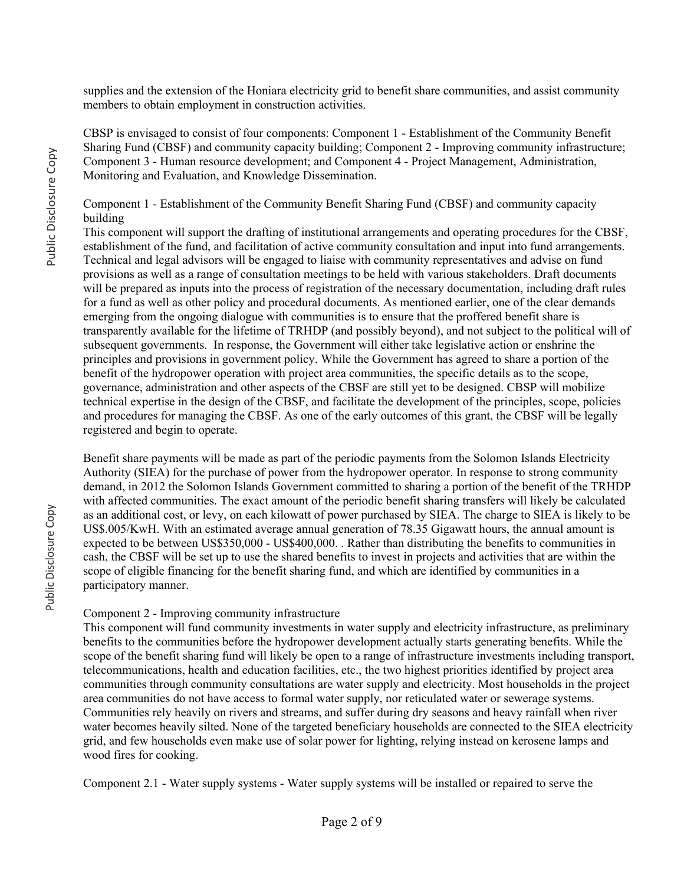supplies and the extension of the Honiara electricity grid to benefit share communities, and assist community members to obtain employment in construction activities.

CBSP is envisaged to consist of four components: Component 1 - Establishment of the Community Benefit Sharing Fund (CBSF) and community capacity building; Component 2 - Improving community infrastructure; Component 3 - Human resource development; and Component 4 - Project Management, Administration, Monitoring and Evaluation, and Knowledge Dissemination.

Component 1 - Establishment of the Community Benefit Sharing Fund (CBSF) and community capacity building

This component will support the drafting of institutional arrangements and operating procedures for the CBSF, establishment of the fund, and facilitation of active community consultation and input into fund arrangements. Technical and legal advisors will be engaged to liaise with community representatives and advise on fund provisions as well as a range of consultation meetings to be held with various stakeholders. Draft documents will be prepared as inputs into the process of registration of the necessary documentation, including draft rules for a fund as well as other policy and procedural documents. As mentioned earlier, one of the clear demands emerging from the ongoing dialogue with communities is to ensure that the proffered benefit share is transparently available for the lifetime of TRHDP (and possibly beyond), and not subject to the political will of subsequent governments. In response, the Government will either take legislative action or enshrine the principles and provisions in government policy. While the Government has agreed to share a portion of the benefit of the hydropower operation with project area communities, the specific details as to the scope, governance, administration and other aspects of the CBSF are still yet to be designed. CBSP will mobilize technical expertise in the design of the CBSF, and facilitate the development of the principles, scope, policies and procedures for managing the CBSF. As one of the early outcomes of this grant, the CBSF will be legally registered and begin to operate.

Benefit share payments will be made as part of the periodic payments from the Solomon Islands Electricity Authority (SIEA) for the purchase of power from the hydropower operator. In response to strong community demand, in 2012 the Solomon Islands Government committed to sharing a portion of the benefit of the TRHDP with affected communities. The exact amount of the periodic benefit sharing transfers will likely be calculated as an additional cost, or levy, on each kilowatt of power purchased by SIEA. The charge to SIEA is likely to be US$.005/KwH. With an estimated average annual generation of 78.35 Gigawatt hours, the annual amount is expected to be between US$350,000 - US$400,000. . Rather than distributing the benefits to communities in cash, the CBSF will be set up to use the shared benefits to invest in projects and activities that are within the scope of eligible financing for the benefit sharing fund, and which are identified by communities in a participatory manner.

Component 2 - Improving community infrastructure

This component will fund community investments in water supply and electricity infrastructure, as preliminary benefits to the communities before the hydropower development actually starts generating benefits. While the scope of the benefit sharing fund will likely be open to a range of infrastructure investments including transport, telecommunications, health and education facilities, etc., the two highest priorities identified by project area communities through community consultations are water supply and electricity. Most households in the project area communities do not have access to formal water supply, nor reticulated water or sewerage systems. Communities rely heavily on rivers and streams, and suffer during dry seasons and heavy rainfall when river water becomes heavily silted. None of the targeted beneficiary households are connected to the SIEA electricity grid, and few households even make use of solar power for lighting, relying instead on kerosene lamps and wood fires for cooking.

Component 2.1 - Water supply systems - Water supply systems will be installed or repaired to serve the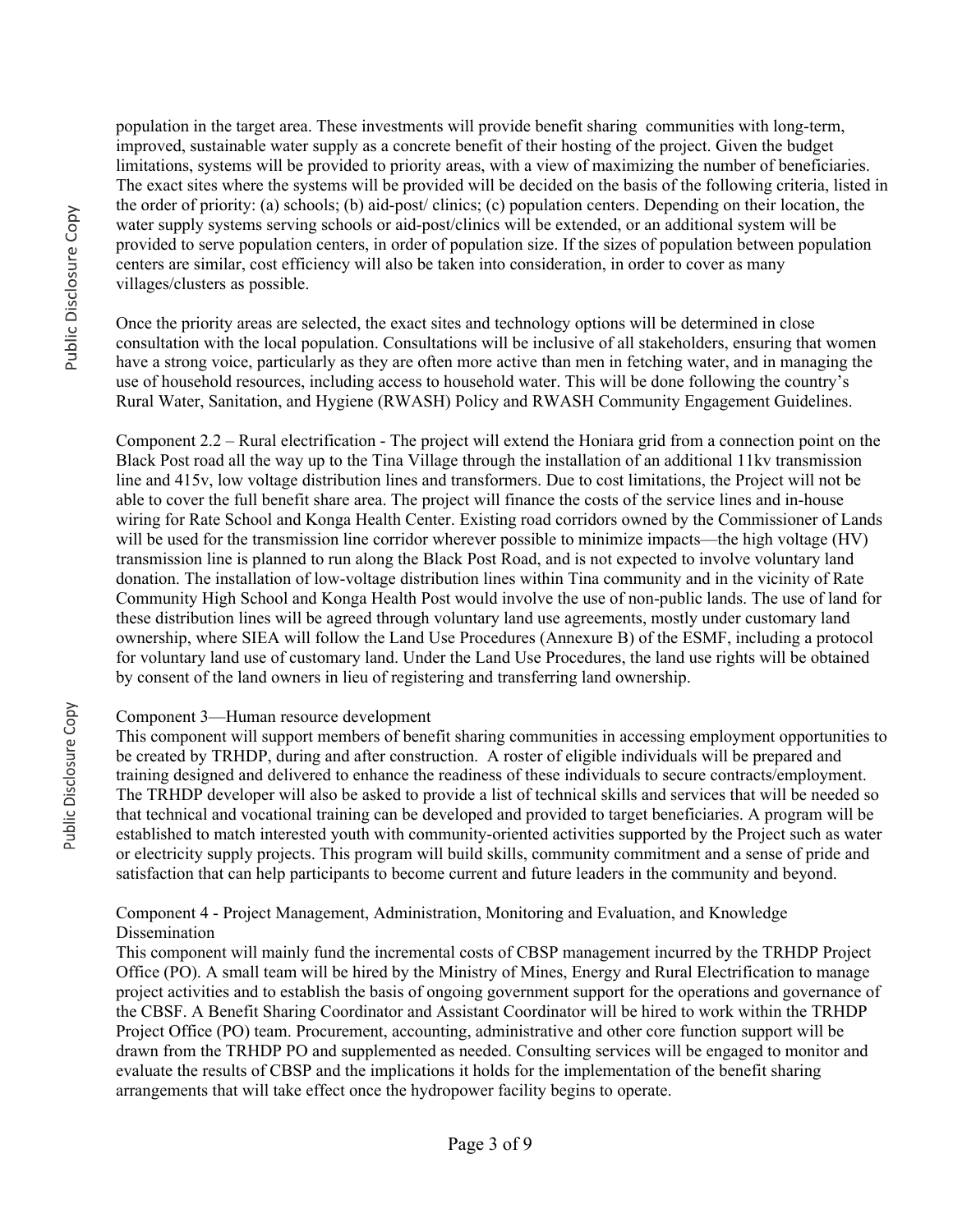population in the target area. These investments will provide benefit sharing communities with long-term, improved, sustainable water supply as a concrete benefit of their hosting of the project. Given the budget limitations, systems will be provided to priority areas, with a view of maximizing the number of beneficiaries. The exact sites where the systems will be provided will be decided on the basis of the following criteria, listed in the order of priority: (a) schools; (b) aid-post/ clinics; (c) population centers. Depending on their location, the water supply systems serving schools or aid-post/clinics will be extended, or an additional system will be provided to serve population centers, in order of population size. If the sizes of population between population centers are similar, cost efficiency will also be taken into consideration, in order to cover as many villages/clusters as possible.

Once the priority areas are selected, the exact sites and technology options will be determined in close consultation with the local population. Consultations will be inclusive of all stakeholders, ensuring that women have a strong voice, particularly as they are often more active than men in fetching water, and in managing the use of household resources, including access to household water. This will be done following the country's Rural Water, Sanitation, and Hygiene (RWASH) Policy and RWASH Community Engagement Guidelines.

Component 2.2 – Rural electrification - The project will extend the Honiara grid from a connection point on the Black Post road all the way up to the Tina Village through the installation of an additional 11kv transmission line and 415v, low voltage distribution lines and transformers. Due to cost limitations, the Project will not be able to cover the full benefit share area. The project will finance the costs of the service lines and in-house wiring for Rate School and Konga Health Center. Existing road corridors owned by the Commissioner of Lands will be used for the transmission line corridor wherever possible to minimize impacts—the high voltage (HV) transmission line is planned to run along the Black Post Road, and is not expected to involve voluntary land donation. The installation of low-voltage distribution lines within Tina community and in the vicinity of Rate Community High School and Konga Health Post would involve the use of non-public lands. The use of land for these distribution lines will be agreed through voluntary land use agreements, mostly under customary land ownership, where SIEA will follow the Land Use Procedures (Annexure B) of the ESMF, including a protocol for voluntary land use of customary land. Under the Land Use Procedures, the land use rights will be obtained by consent of the land owners in lieu of registering and transferring land ownership.

Component 3—Human resource development

This component will support members of benefit sharing communities in accessing employment opportunities to be created by TRHDP, during and after construction. A roster of eligible individuals will be prepared and training designed and delivered to enhance the readiness of these individuals to secure contracts/employment. The TRHDP developer will also be asked to provide a list of technical skills and services that will be needed so that technical and vocational training can be developed and provided to target beneficiaries. A program will be established to match interested youth with community-oriented activities supported by the Project such as water or electricity supply projects. This program will build skills, community commitment and a sense of pride and satisfaction that can help participants to become current and future leaders in the community and beyond.

Component 4 - Project Management, Administration, Monitoring and Evaluation, and Knowledge Dissemination

This component will mainly fund the incremental costs of CBSP management incurred by the TRHDP Project Office (PO). A small team will be hired by the Ministry of Mines, Energy and Rural Electrification to manage project activities and to establish the basis of ongoing government support for the operations and governance of the CBSF. A Benefit Sharing Coordinator and Assistant Coordinator will be hired to work within the TRHDP Project Office (PO) team. Procurement, accounting, administrative and other core function support will be drawn from the TRHDP PO and supplemented as needed. Consulting services will be engaged to monitor and evaluate the results of CBSP and the implications it holds for the implementation of the benefit sharing arrangements that will take effect once the hydropower facility begins to operate.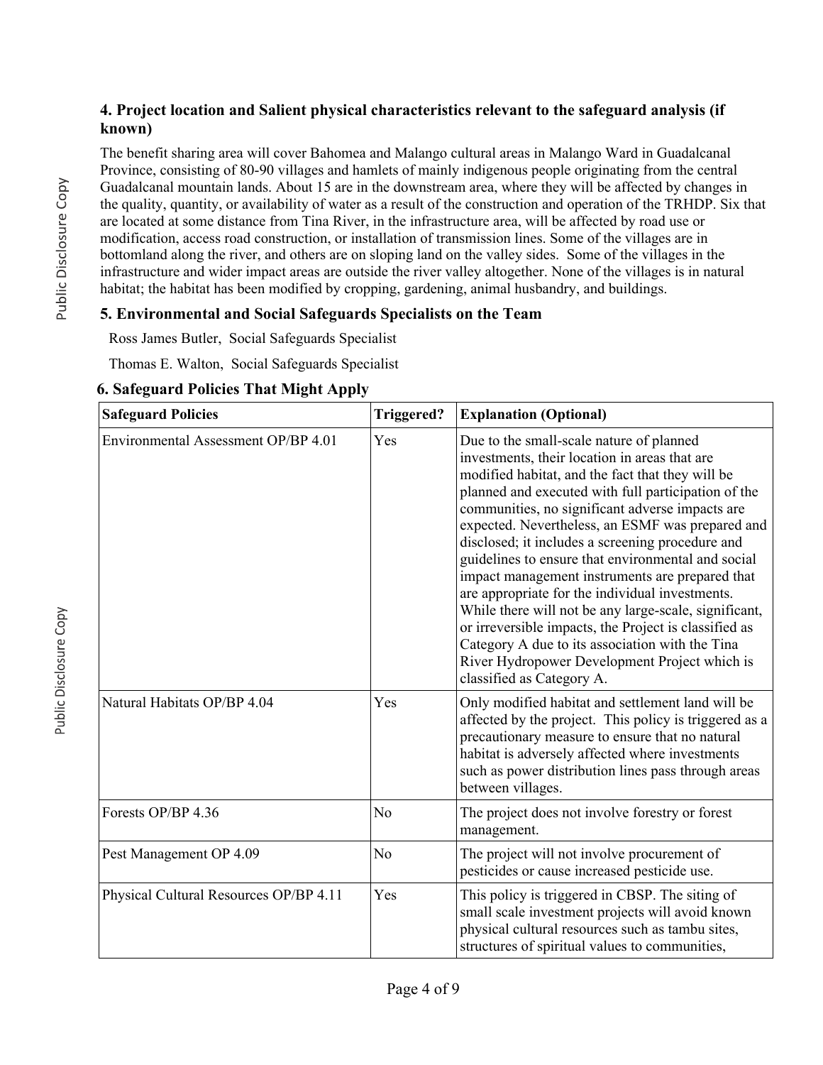### 4. Project location and Salient physical characteristics relevant to the safeguard analysis (if known)

The benefit sharing area will cover Bahomea and Malango cultural areas in Malango Ward in Guadalcanal Province, consisting of 80-90 villages and hamlets of mainly indigenous people originating from the central Guadalcanal mountain lands. About 15 are in the downstream area, where they will be affected by changes in the quality, quantity, or availability of water as a result of the construction and operation of the TRHDP. Six that are located at some distance from Tina River, in the infrastructure area, will be affected by road use or modification, access road construction, or installation of transmission lines. Some of the villages are in bottomland along the river, and others are on sloping land on the valley sides. Some of the villages in the infrastructure and wider impact areas are outside the river valley altogether. None of the villages is in natural habitat; the habitat has been modified by cropping, gardening, animal husbandry, and buildings.

### 5. Environmental and Social Safeguards Specialists on the Team

Ross James Butler, Social Safeguards Specialist

Thomas E. Walton, Social Safeguards Specialist

### 6. Safeguard Policies That Might Apply

| Safeguard Policies | Triggered? | Explanation (Optional) |
|---|---|---|
| Environmental Assessment OP/BP 4.01 | Yes | Due to the small-scale nature of planned investments, their location in areas that are modified habitat, and the fact that they will be planned and executed with full participation of the communities, no significant adverse impacts are expected. Nevertheless, an ESMF was prepared and disclosed; it includes a screening procedure and guidelines to ensure that environmental and social impact management instruments are prepared that are appropriate for the individual investments. While there will not be any large-scale, significant, or irreversible impacts, the Project is classified as Category A due to its association with the Tina River Hydropower Development Project which is classified as Category A. |
| Natural Habitats OP/BP 4.04 | Yes | Only modified habitat and settlement land will be affected by the project. This policy is triggered as a precautionary measure to ensure that no natural habitat is adversely affected where investments such as power distribution lines pass through areas between villages. |
| Forests OP/BP 4.36 | No | The project does not involve forestry or forest management. |
| Pest Management OP 4.09 | No | The project will not involve procurement of pesticides or cause increased pesticide use. |
| Physical Cultural Resources OP/BP 4.11 | Yes | This policy is triggered in CBSP. The siting of small scale investment projects will avoid known physical cultural resources such as tambu sites, structures of spiritual values to communities, |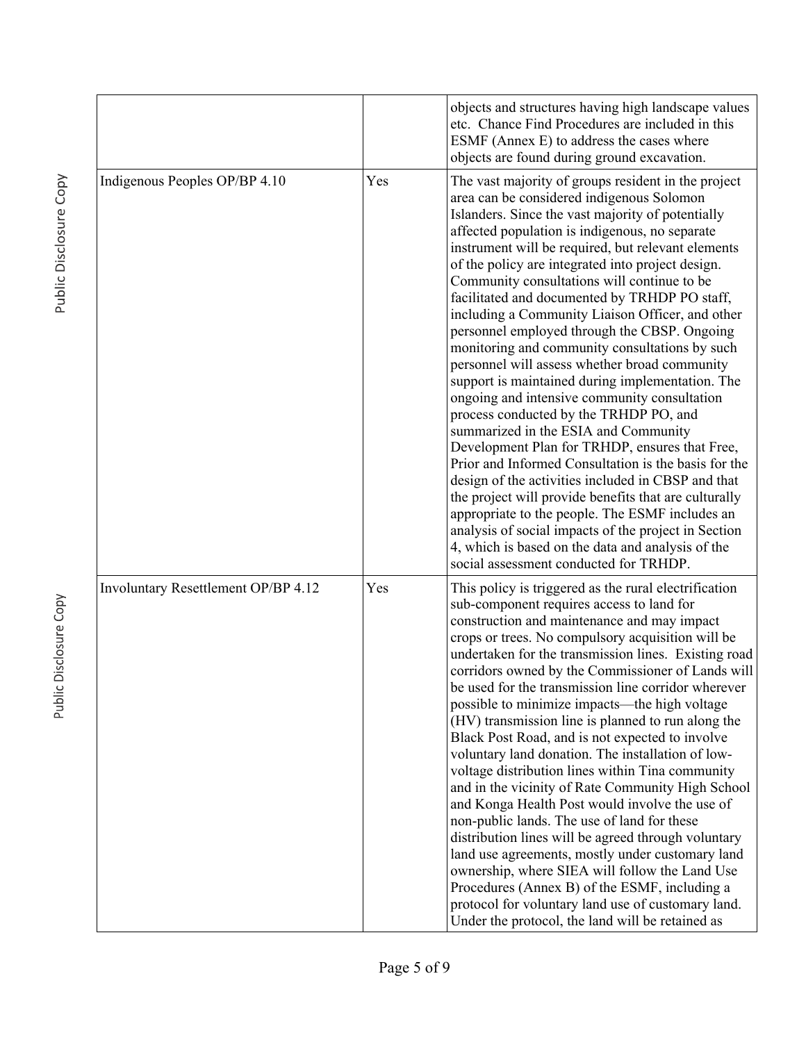| | | |
|---|---|---|
| | | objects and structures having high landscape values etc. Chance Find Procedures are included in this ESMF (Annex E) to address the cases where objects are found during ground excavation. |
| Indigenous Peoples OP/BP 4.10 | Yes | The vast majority of groups resident in the project area can be considered indigenous Solomon Islanders. Since the vast majority of potentially affected population is indigenous, no separate instrument will be required, but relevant elements of the policy are integrated into project design. Community consultations will continue to be facilitated and documented by TRHDP PO staff, including a Community Liaison Officer, and other personnel employed through the CBSP. Ongoing monitoring and community consultations by such personnel will assess whether broad community support is maintained during implementation. The ongoing and intensive community consultation process conducted by the TRHDP PO, and summarized in the ESIA and Community Development Plan for TRHDP, ensures that Free, Prior and Informed Consultation is the basis for the design of the activities included in CBSP and that the project will provide benefits that are culturally appropriate to the people. The ESMF includes an analysis of social impacts of the project in Section 4, which is based on the data and analysis of the social assessment conducted for TRHDP. |
| Involuntary Resettlement OP/BP 4.12 | Yes | This policy is triggered as the rural electrification sub-component requires access to land for construction and maintenance and may impact crops or trees. No compulsory acquisition will be undertaken for the transmission lines. Existing road corridors owned by the Commissioner of Lands will be used for the transmission line corridor wherever possible to minimize impacts—the high voltage (HV) transmission line is planned to run along the Black Post Road, and is not expected to involve voluntary land donation. The installation of low-voltage distribution lines within Tina community and in the vicinity of Rate Community High School and Konga Health Post would involve the use of non-public lands. The use of land for these distribution lines will be agreed through voluntary land use agreements, mostly under customary land ownership, where SIEA will follow the Land Use Procedures (Annex B) of the ESMF, including a protocol for voluntary land use of customary land. Under the protocol, the land will be retained as |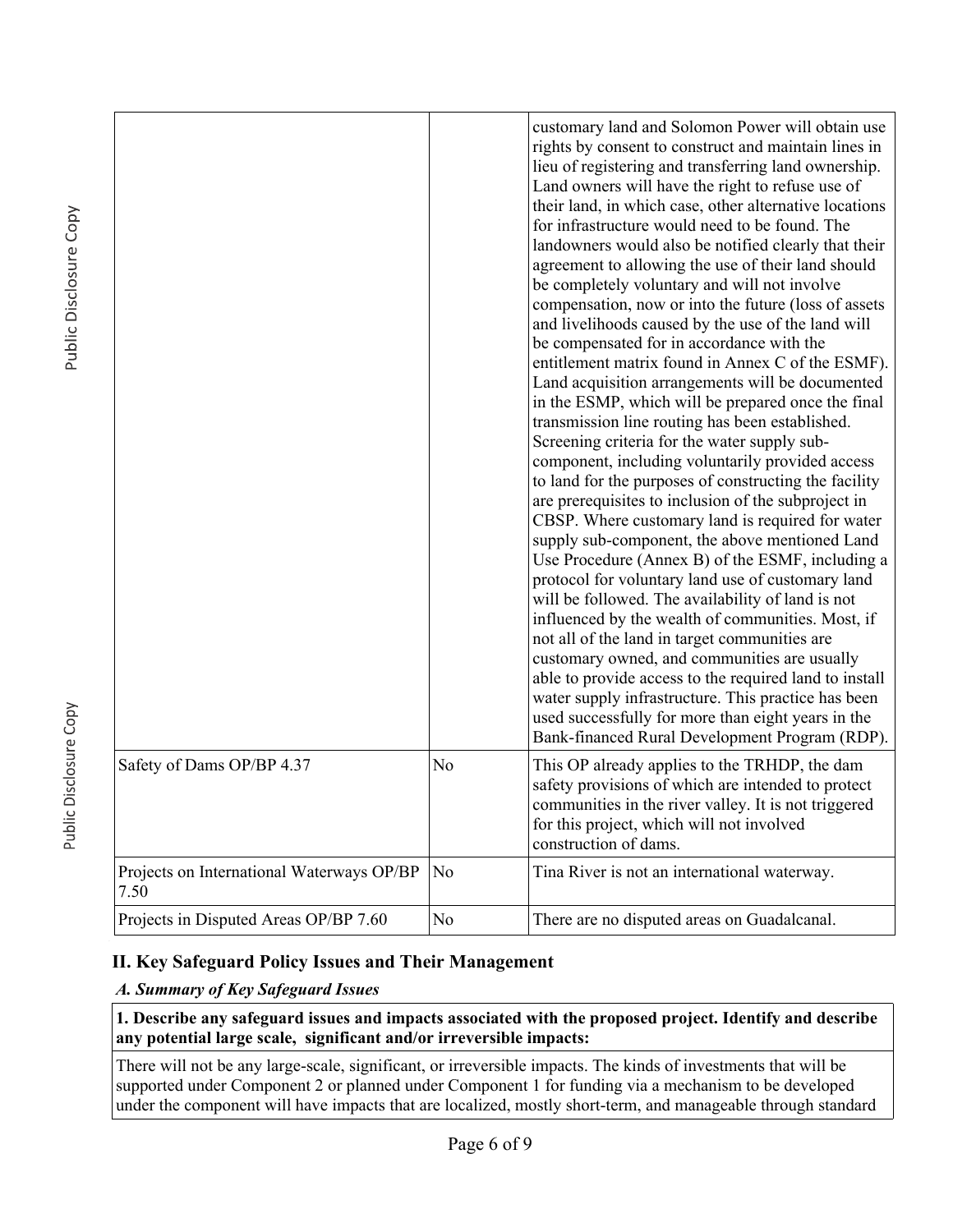| | | |
|---|---|---|
| | | customary land and Solomon Power will obtain use rights by consent to construct and maintain lines in lieu of registering and transferring land ownership. Land owners will have the right to refuse use of their land, in which case, other alternative locations for infrastructure would need to be found. The landowners would also be notified clearly that their agreement to allowing the use of their land should be completely voluntary and will not involve compensation, now or into the future (loss of assets and livelihoods caused by the use of the land will be compensated for in accordance with the entitlement matrix found in Annex C of the ESMF). Land acquisition arrangements will be documented in the ESMP, which will be prepared once the final transmission line routing has been established. Screening criteria for the water supply sub-component, including voluntarily provided access to land for the purposes of constructing the facility are prerequisites to inclusion of the subproject in CBSP. Where customary land is required for water supply sub-component, the above mentioned Land Use Procedure (Annex B) of the ESMF, including a protocol for voluntary land use of customary land will be followed. The availability of land is not influenced by the wealth of communities. Most, if not all of the land in target communities are customary owned, and communities are usually able to provide access to the required land to install water supply infrastructure. This practice has been used successfully for more than eight years in the Bank-financed Rural Development Program (RDP). |
| Safety of Dams OP/BP 4.37 | No | This OP already applies to the TRHDP, the dam safety provisions of which are intended to protect communities in the river valley. It is not triggered for this project, which will not involved construction of dams. |
| Projects on International Waterways OP/BP 7.50 | No | Tina River is not an international waterway. |
| Projects in Disputed Areas OP/BP 7.60 | No | There are no disputed areas on Guadalcanal. |

## II. Key Safeguard Policy Issues and Their Management

### *A. Summary of Key Safeguard Issues*

**1. Describe any safeguard issues and impacts associated with the proposed project. Identify and describe any potential large scale, significant and/or irreversible impacts:**

There will not be any large-scale, significant, or irreversible impacts. The kinds of investments that will be supported under Component 2 or planned under Component 1 for funding via a mechanism to be developed under the component will have impacts that are localized, mostly short-term, and manageable through standard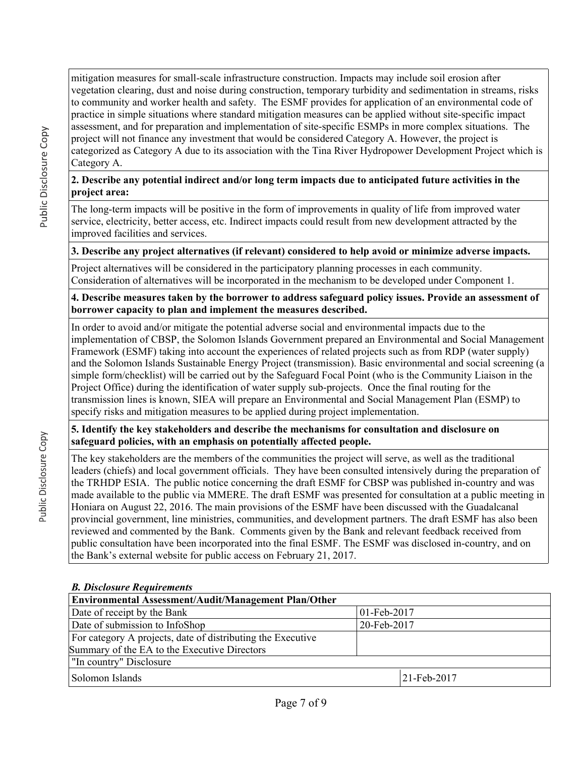mitigation measures for small-scale infrastructure construction. Impacts may include soil erosion after vegetation clearing, dust and noise during construction, temporary turbidity and sedimentation in streams, risks to community and worker health and safety. The ESMF provides for application of an environmental code of practice in simple situations where standard mitigation measures can be applied without site-specific impact assessment, and for preparation and implementation of site-specific ESMPs in more complex situations. The project will not finance any investment that would be considered Category A. However, the project is categorized as Category A due to its association with the Tina River Hydropower Development Project which is Category A.

**2. Describe any potential indirect and/or long term impacts due to anticipated future activities in the project area:**

The long-term impacts will be positive in the form of improvements in quality of life from improved water service, electricity, better access, etc. Indirect impacts could result from new development attracted by the improved facilities and services.

**3. Describe any project alternatives (if relevant) considered to help avoid or minimize adverse impacts.**

Project alternatives will be considered in the participatory planning processes in each community. Consideration of alternatives will be incorporated in the mechanism to be developed under Component 1.

**4. Describe measures taken by the borrower to address safeguard policy issues. Provide an assessment of borrower capacity to plan and implement the measures described.**

In order to avoid and/or mitigate the potential adverse social and environmental impacts due to the implementation of CBSP, the Solomon Islands Government prepared an Environmental and Social Management Framework (ESMF) taking into account the experiences of related projects such as from RDP (water supply) and the Solomon Islands Sustainable Energy Project (transmission). Basic environmental and social screening (a simple form/checklist) will be carried out by the Safeguard Focal Point (who is the Community Liaison in the Project Office) during the identification of water supply sub-projects. Once the final routing for the transmission lines is known, SIEA will prepare an Environmental and Social Management Plan (ESMP) to specify risks and mitigation measures to be applied during project implementation.

**5. Identify the key stakeholders and describe the mechanisms for consultation and disclosure on safeguard policies, with an emphasis on potentially affected people.**

The key stakeholders are the members of the communities the project will serve, as well as the traditional leaders (chiefs) and local government officials. They have been consulted intensively during the preparation of the TRHDP ESIA. The public notice concerning the draft ESMF for CBSP was published in-country and was made available to the public via MMERE. The draft ESMF was presented for consultation at a public meeting in Honiara on August 22, 2016. The main provisions of the ESMF have been discussed with the Guadalcanal provincial government, line ministries, communities, and development partners. The draft ESMF has also been reviewed and commented by the Bank. Comments given by the Bank and relevant feedback received from public consultation have been incorporated into the final ESMF. The ESMF was disclosed in-country, and on the Bank's external website for public access on February 21, 2017.

***B. Disclosure Requirements***

| **Environmental Assessment/Audit/Management Plan/Other** | |
|---|---|
| Date of receipt by the Bank | 01-Feb-2017 |
| Date of submission to InfoShop | 20-Feb-2017 |
| For category A projects, date of distributing the Executive Summary of the EA to the Executive Directors | |
| "In country" Disclosure | |
| Solomon Islands | 21-Feb-2017 |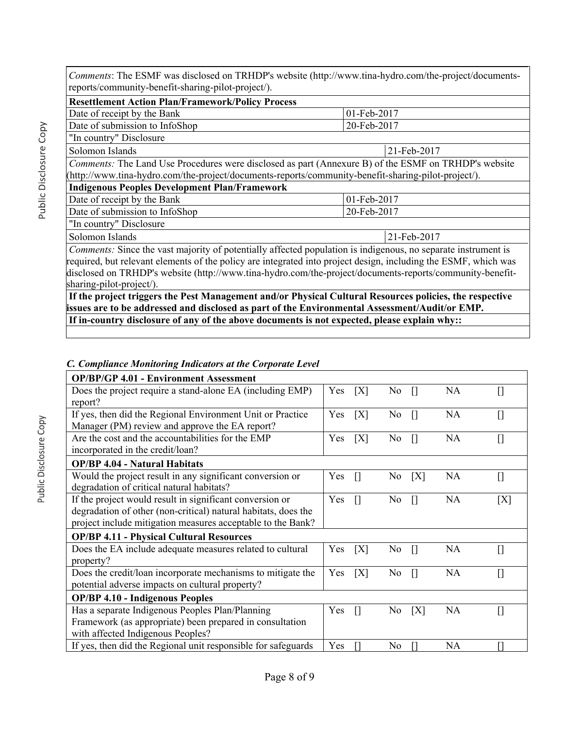| | |
|---|---|
| *Comments*: The ESMF was disclosed on TRHDP's website (http://www.tina-hydro.com/the-project/documents-reports/community-benefit-sharing-pilot-project/). | |
| **Resettlement Action Plan/Framework/Policy Process** | |
| Date of receipt by the Bank | 01-Feb-2017 |
| Date of submission to InfoShop | 20-Feb-2017 |
| "In country" Disclosure | |
| Solomon Islands | 21-Feb-2017 |
| *Comments:* The Land Use Procedures were disclosed as part (Annexure B) of the ESMF on TRHDP's website (http://www.tina-hydro.com/the-project/documents-reports/community-benefit-sharing-pilot-project/). | |
| **Indigenous Peoples Development Plan/Framework** | |
| Date of receipt by the Bank | 01-Feb-2017 |
| Date of submission to InfoShop | 20-Feb-2017 |
| "In country" Disclosure | |
| Solomon Islands | 21-Feb-2017 |
| *Comments:* Since the vast majority of potentially affected population is indigenous, no separate instrument is required, but relevant elements of the policy are integrated into project design, including the ESMF, which was disclosed on TRHDP's website (http://www.tina-hydro.com/the-project/documents-reports/community-benefit-sharing-pilot-project/). | |
| **If the project triggers the Pest Management and/or Physical Cultural Resources policies, the respective issues are to be addressed and disclosed as part of the Environmental Assessment/Audit/or EMP.** | |
| **If in-country disclosure of any of the above documents is not expected, please explain why::** | |
| | |

### *C. Compliance Monitoring Indicators at the Corporate Level*

| | | | | | | |
|---|---|---|---|---|---|---|
| **OP/BP/GP 4.01 - Environment Assessment** | | | | | | |
| Does the project require a stand-alone EA (including EMP) report? | Yes | [X] | No | [] | NA | [] |
| If yes, then did the Regional Environment Unit or Practice Manager (PM) review and approve the EA report? | Yes | [X] | No | [] | NA | [] |
| Are the cost and the accountabilities for the EMP incorporated in the credit/loan? | Yes | [X] | No | [] | NA | [] |
| **OP/BP 4.04 - Natural Habitats** | | | | | | |
| Would the project result in any significant conversion or degradation of critical natural habitats? | Yes | [] | No | [X] | NA | [] |
| If the project would result in significant conversion or degradation of other (non-critical) natural habitats, does the project include mitigation measures acceptable to the Bank? | Yes | [] | No | [] | NA | [X] |
| **OP/BP 4.11 - Physical Cultural Resources** | | | | | | |
| Does the EA include adequate measures related to cultural property? | Yes | [X] | No | [] | NA | [] |
| Does the credit/loan incorporate mechanisms to mitigate the potential adverse impacts on cultural property? | Yes | [X] | No | [] | NA | [] |
| **OP/BP 4.10 - Indigenous Peoples** | | | | | | |
| Has a separate Indigenous Peoples Plan/Planning Framework (as appropriate) been prepared in consultation with affected Indigenous Peoples? | Yes | [] | No | [X] | NA | [] |
| If yes, then did the Regional unit responsible for safeguards | Yes | [] | No | [] | NA | [] |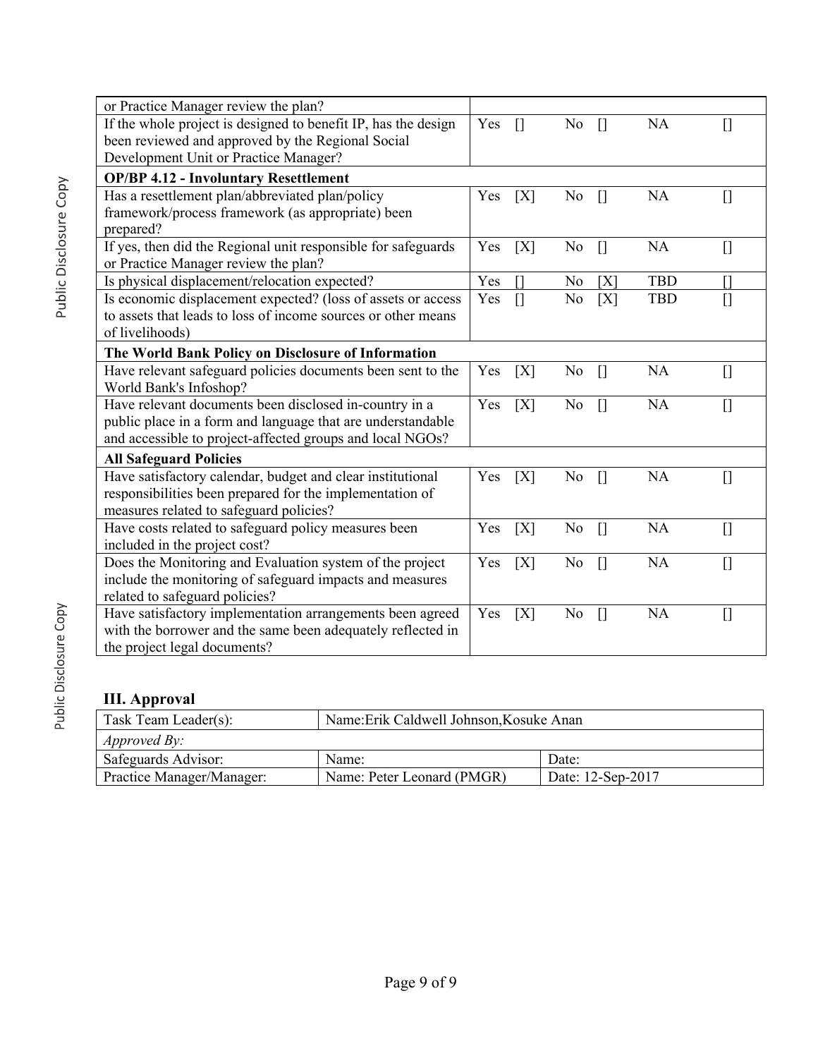| | |
|---|---|
| or Practice Manager review the plan? | |
| If the whole project is designed to benefit IP, has the design been reviewed and approved by the Regional Social Development Unit or Practice Manager? | Yes [] No [] NA [] |
| **OP/BP 4.12 - Involuntary Resettlement** | |
| Has a resettlement plan/abbreviated plan/policy framework/process framework (as appropriate) been prepared? | Yes [X] No [] NA [] |
| If yes, then did the Regional unit responsible for safeguards or Practice Manager review the plan? | Yes [X] No [] NA [] |
| Is physical displacement/relocation expected? | Yes [] No [X] TBD [] |
| Is economic displacement expected? (loss of assets or access to assets that leads to loss of income sources or other means of livelihoods) | Yes [] No [X] TBD [] |
| **The World Bank Policy on Disclosure of Information** | |
| Have relevant safeguard policies documents been sent to the World Bank's Infoshop? | Yes [X] No [] NA [] |
| Have relevant documents been disclosed in-country in a public place in a form and language that are understandable and accessible to project-affected groups and local NGOs? | Yes [X] No [] NA [] |
| **All Safeguard Policies** | |
| Have satisfactory calendar, budget and clear institutional responsibilities been prepared for the implementation of measures related to safeguard policies? | Yes [X] No [] NA [] |
| Have costs related to safeguard policy measures been included in the project cost? | Yes [X] No [] NA [] |
| Does the Monitoring and Evaluation system of the project include the monitoring of safeguard impacts and measures related to safeguard policies? | Yes [X] No [] NA [] |
| Have satisfactory implementation arrangements been agreed with the borrower and the same been adequately reflected in the project legal documents? | Yes [X] No [] NA [] |

## III. Approval

| | | |
|---|---|---|
| Task Team Leader(s): | Name:Erik Caldwell Johnson,Kosuke Anan | |
| *Approved By:* | | |
| Safeguards Advisor: | Name: | Date: |
| Practice Manager/Manager: | Name: Peter Leonard (PMGR) | Date: 12-Sep-2017 |